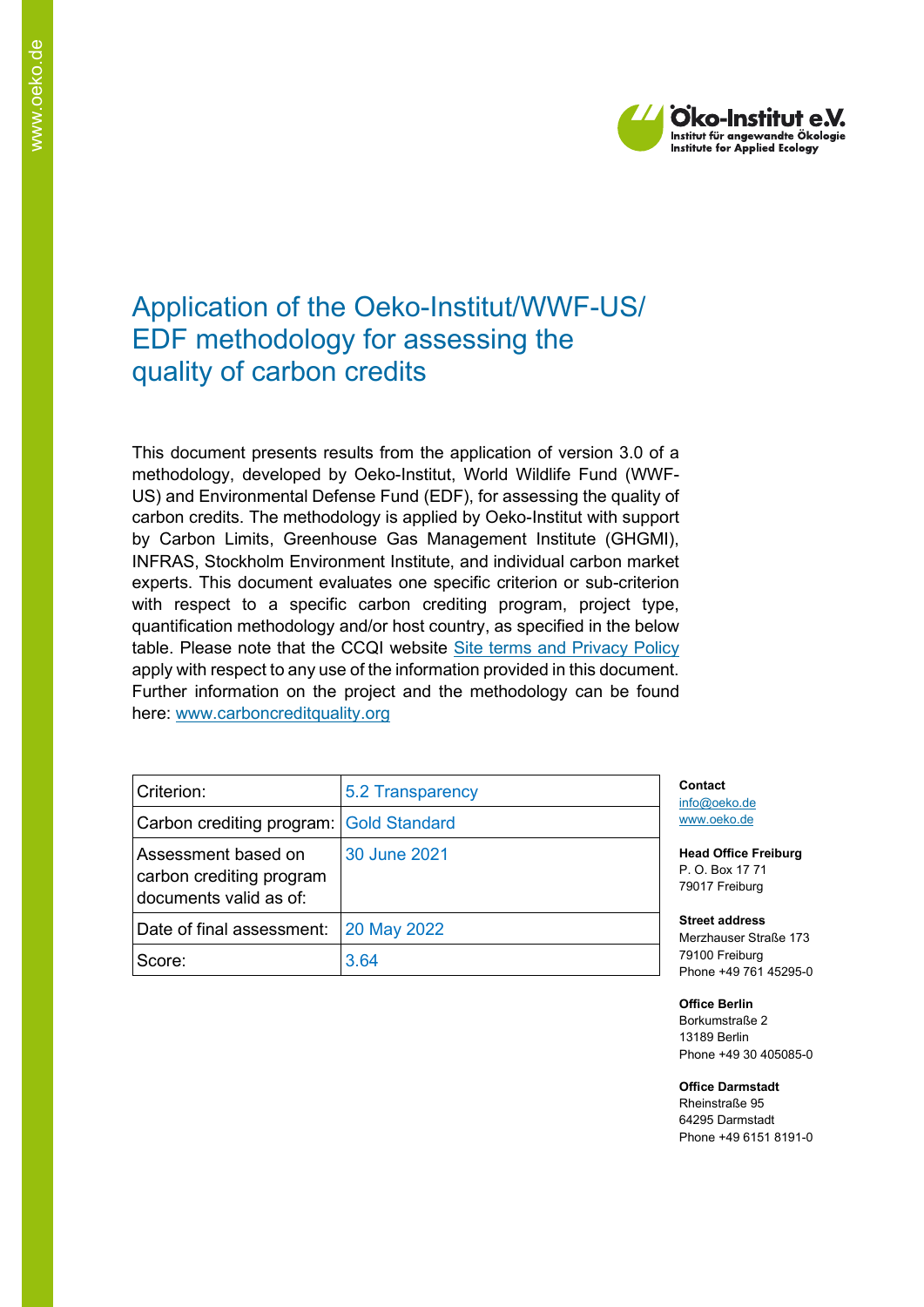# Application of the Oeko-Institut/WWF-US/ EDF methodology for assessing the quality of carbon credits

This document presents results from the application of version 3.0 of a methodology, developed by Oeko-Institut, World Wildlife Fund (WWF-US) and Environmental Defense Fund (EDF), for assessing the quality of carbon credits. The methodology is applied by Oeko-Institut with support by Carbon Limits, Greenhouse Gas Management Institute (GHGMI), INFRAS, Stockholm Environment Institute, and individual carbon market experts. This document evaluates one specific criterion or sub-criterion with respect to a specific carbon crediting program, project type, quantification methodology and/or host country, as specified in the below table. Please note that the CCQI website Site terms and Privacy Policy apply with respect to any use of the information provided in this document. Further information on the project and the methodology can be found here: www.carboncreditquality.org

| Criterion: | 5.2 Transparency |
|---|---|
| Carbon crediting program: | Gold Standard |
| Assessment based on carbon crediting program documents valid as of: | 30 June 2021 |
| Date of final assessment: | 20 May 2022 |
| Score: | 3.64 |

**Contact**
info@oeko.de
www.oeko.de

**Head Office Freiburg**
P. O. Box 17 71
79017 Freiburg

**Street address**
Merzhauser Straße 173
79100 Freiburg
Phone +49 761 45295-0

**Office Berlin**
Borkumstraße 2
13189 Berlin
Phone +49 30 405085-0

**Office Darmstadt**
Rheinstraße 95
64295 Darmstadt
Phone +49 6151 8191-0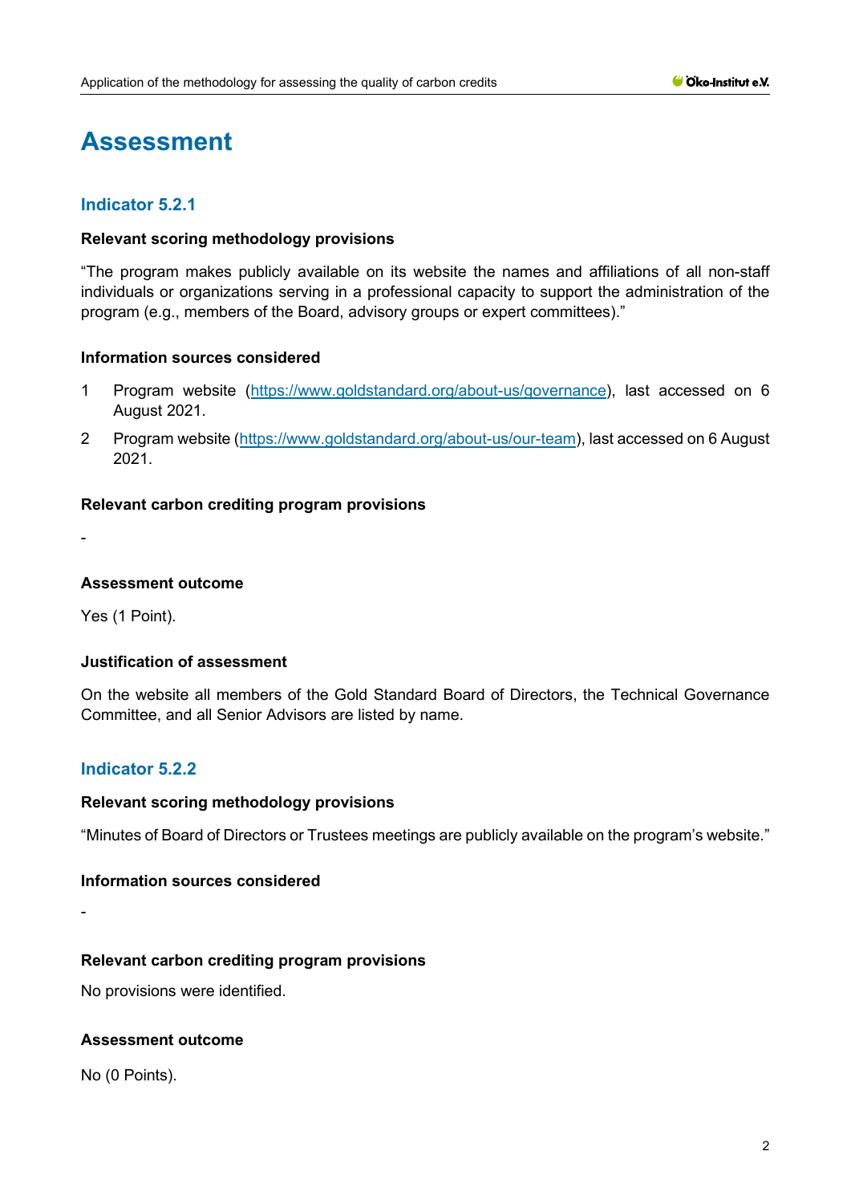# Assessment

## Indicator 5.2.1

**Relevant scoring methodology provisions**

"The program makes publicly available on its website the names and affiliations of all non-staff individuals or organizations serving in a professional capacity to support the administration of the program (e.g., members of the Board, advisory groups or expert committees)."

**Information sources considered**

1. Program website (https://www.goldstandard.org/about-us/governance), last accessed on 6 August 2021.
2. Program website (https://www.goldstandard.org/about-us/our-team), last accessed on 6 August 2021.

**Relevant carbon crediting program provisions**

-

**Assessment outcome**

Yes (1 Point).

**Justification of assessment**

On the website all members of the Gold Standard Board of Directors, the Technical Governance Committee, and all Senior Advisors are listed by name.

## Indicator 5.2.2

**Relevant scoring methodology provisions**

"Minutes of Board of Directors or Trustees meetings are publicly available on the program's website."

**Information sources considered**

-

**Relevant carbon crediting program provisions**

No provisions were identified.

**Assessment outcome**

No (0 Points).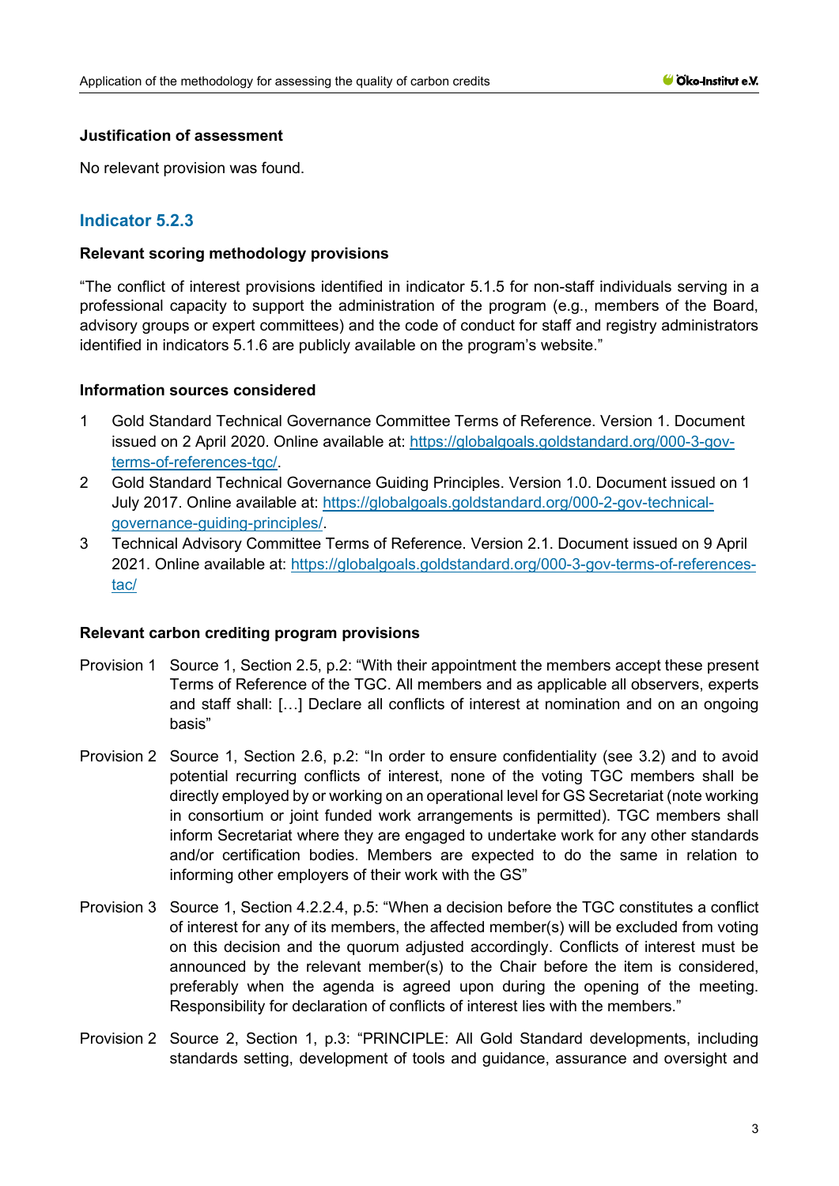**Justification of assessment**

No relevant provision was found.

## Indicator 5.2.3

**Relevant scoring methodology provisions**

"The conflict of interest provisions identified in indicator 5.1.5 for non-staff individuals serving in a professional capacity to support the administration of the program (e.g., members of the Board, advisory groups or expert committees) and the code of conduct for staff and registry administrators identified in indicators 5.1.6 are publicly available on the program's website."

**Information sources considered**

1 Gold Standard Technical Governance Committee Terms of Reference. Version 1. Document issued on 2 April 2020. Online available at: https://globalgoals.goldstandard.org/000-3-gov-terms-of-references-tgc/.

2 Gold Standard Technical Governance Guiding Principles. Version 1.0. Document issued on 1 July 2017. Online available at: https://globalgoals.goldstandard.org/000-2-gov-technical-governance-guiding-principles/.

3 Technical Advisory Committee Terms of Reference. Version 2.1. Document issued on 9 April 2021. Online available at: https://globalgoals.goldstandard.org/000-3-gov-terms-of-references-tac/

**Relevant carbon crediting program provisions**

Provision 1 Source 1, Section 2.5, p.2: "With their appointment the members accept these present Terms of Reference of the TGC. All members and as applicable all observers, experts and staff shall: […] Declare all conflicts of interest at nomination and on an ongoing basis"

Provision 2 Source 1, Section 2.6, p.2: "In order to ensure confidentiality (see 3.2) and to avoid potential recurring conflicts of interest, none of the voting TGC members shall be directly employed by or working on an operational level for GS Secretariat (note working in consortium or joint funded work arrangements is permitted). TGC members shall inform Secretariat where they are engaged to undertake work for any other standards and/or certification bodies. Members are expected to do the same in relation to informing other employers of their work with the GS"

Provision 3 Source 1, Section 4.2.2.4, p.5: "When a decision before the TGC constitutes a conflict of interest for any of its members, the affected member(s) will be excluded from voting on this decision and the quorum adjusted accordingly. Conflicts of interest must be announced by the relevant member(s) to the Chair before the item is considered, preferably when the agenda is agreed upon during the opening of the meeting. Responsibility for declaration of conflicts of interest lies with the members."

Provision 2 Source 2, Section 1, p.3: "PRINCIPLE: All Gold Standard developments, including standards setting, development of tools and guidance, assurance and oversight and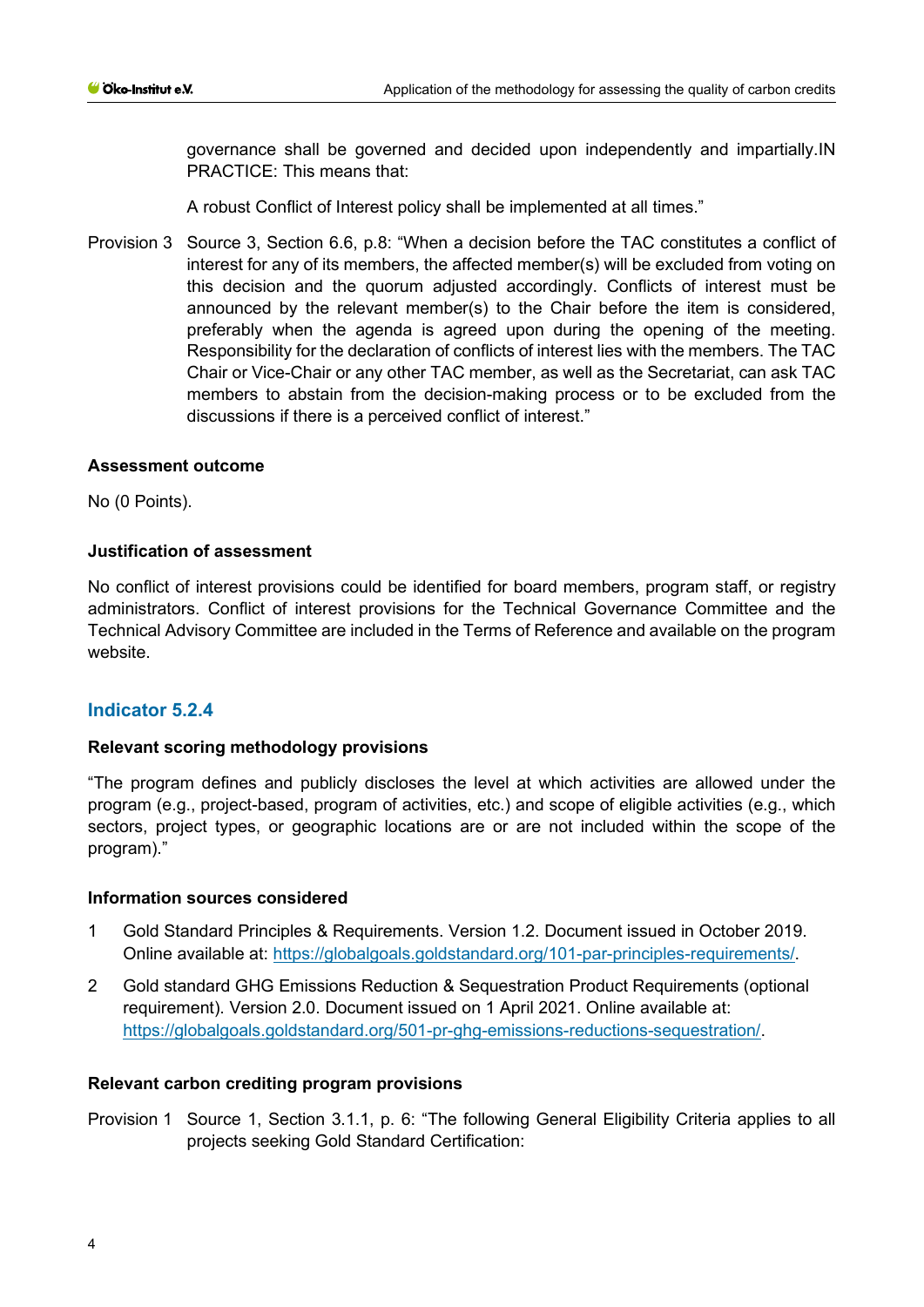governance shall be governed and decided upon independently and impartially.IN PRACTICE: This means that:

A robust Conflict of Interest policy shall be implemented at all times."

Provision 3 Source 3, Section 6.6, p.8: "When a decision before the TAC constitutes a conflict of interest for any of its members, the affected member(s) will be excluded from voting on this decision and the quorum adjusted accordingly. Conflicts of interest must be announced by the relevant member(s) to the Chair before the item is considered, preferably when the agenda is agreed upon during the opening of the meeting. Responsibility for the declaration of conflicts of interest lies with the members. The TAC Chair or Vice-Chair or any other TAC member, as well as the Secretariat, can ask TAC members to abstain from the decision-making process or to be excluded from the discussions if there is a perceived conflict of interest."

**Assessment outcome**

No (0 Points).

**Justification of assessment**

No conflict of interest provisions could be identified for board members, program staff, or registry administrators. Conflict of interest provisions for the Technical Governance Committee and the Technical Advisory Committee are included in the Terms of Reference and available on the program website.

## Indicator 5.2.4

**Relevant scoring methodology provisions**

"The program defines and publicly discloses the level at which activities are allowed under the program (e.g., project-based, program of activities, etc.) and scope of eligible activities (e.g., which sectors, project types, or geographic locations are or are not included within the scope of the program)."

**Information sources considered**

1. Gold Standard Principles & Requirements. Version 1.2. Document issued in October 2019. Online available at: https://globalgoals.goldstandard.org/101-par-principles-requirements/.
2. Gold standard GHG Emissions Reduction & Sequestration Product Requirements (optional requirement). Version 2.0. Document issued on 1 April 2021. Online available at: https://globalgoals.goldstandard.org/501-pr-ghg-emissions-reductions-sequestration/.

**Relevant carbon crediting program provisions**

Provision 1 Source 1, Section 3.1.1, p. 6: "The following General Eligibility Criteria applies to all projects seeking Gold Standard Certification: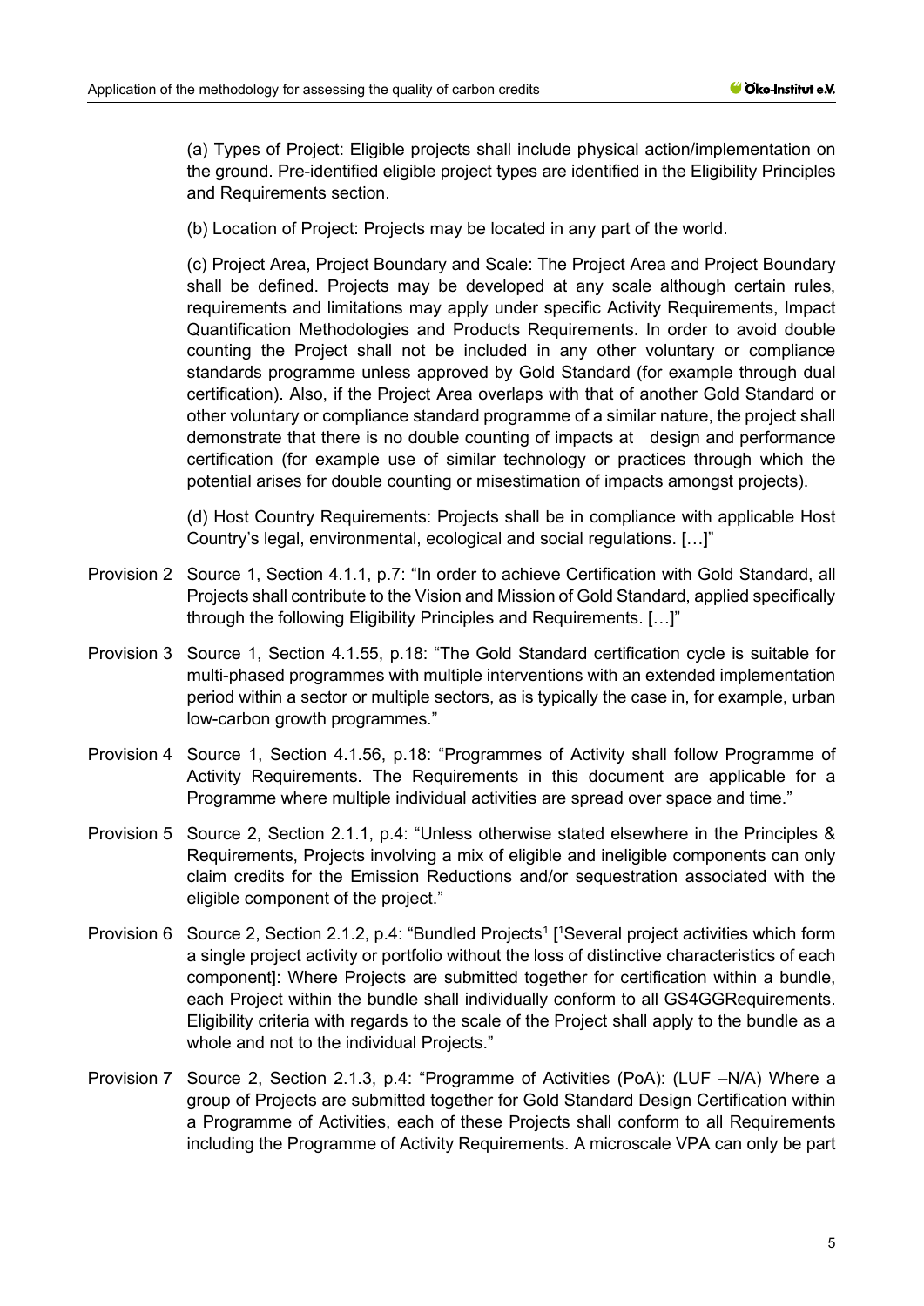(a) Types of Project: Eligible projects shall include physical action/implementation on the ground. Pre-identified eligible project types are identified in the Eligibility Principles and Requirements section.

(b) Location of Project: Projects may be located in any part of the world.

(c) Project Area, Project Boundary and Scale: The Project Area and Project Boundary shall be defined. Projects may be developed at any scale although certain rules, requirements and limitations may apply under specific Activity Requirements, Impact Quantification Methodologies and Products Requirements. In order to avoid double counting the Project shall not be included in any other voluntary or compliance standards programme unless approved by Gold Standard (for example through dual certification). Also, if the Project Area overlaps with that of another Gold Standard or other voluntary or compliance standard programme of a similar nature, the project shall demonstrate that there is no double counting of impacts at design and performance certification (for example use of similar technology or practices through which the potential arises for double counting or misestimation of impacts amongst projects).

(d) Host Country Requirements: Projects shall be in compliance with applicable Host Country's legal, environmental, ecological and social regulations. […]"

Provision 2 Source 1, Section 4.1.1, p.7: "In order to achieve Certification with Gold Standard, all Projects shall contribute to the Vision and Mission of Gold Standard, applied specifically through the following Eligibility Principles and Requirements. […]"

Provision 3 Source 1, Section 4.1.55, p.18: "The Gold Standard certification cycle is suitable for multi-phased programmes with multiple interventions with an extended implementation period within a sector or multiple sectors, as is typically the case in, for example, urban low-carbon growth programmes."

Provision 4 Source 1, Section 4.1.56, p.18: "Programmes of Activity shall follow Programme of Activity Requirements. The Requirements in this document are applicable for a Programme where multiple individual activities are spread over space and time."

Provision 5 Source 2, Section 2.1.1, p.4: "Unless otherwise stated elsewhere in the Principles & Requirements, Projects involving a mix of eligible and ineligible components can only claim credits for the Emission Reductions and/or sequestration associated with the eligible component of the project."

Provision 6 Source 2, Section 2.1.2, p.4: "Bundled Projects[1] [[1]Several project activities which form a single project activity or portfolio without the loss of distinctive characteristics of each component]: Where Projects are submitted together for certification within a bundle, each Project within the bundle shall individually conform to all GS4GGRequirements. Eligibility criteria with regards to the scale of the Project shall apply to the bundle as a whole and not to the individual Projects."

Provision 7 Source 2, Section 2.1.3, p.4: "Programme of Activities (PoA): (LUF –N/A) Where a group of Projects are submitted together for Gold Standard Design Certification within a Programme of Activities, each of these Projects shall conform to all Requirements including the Programme of Activity Requirements. A microscale VPA can only be part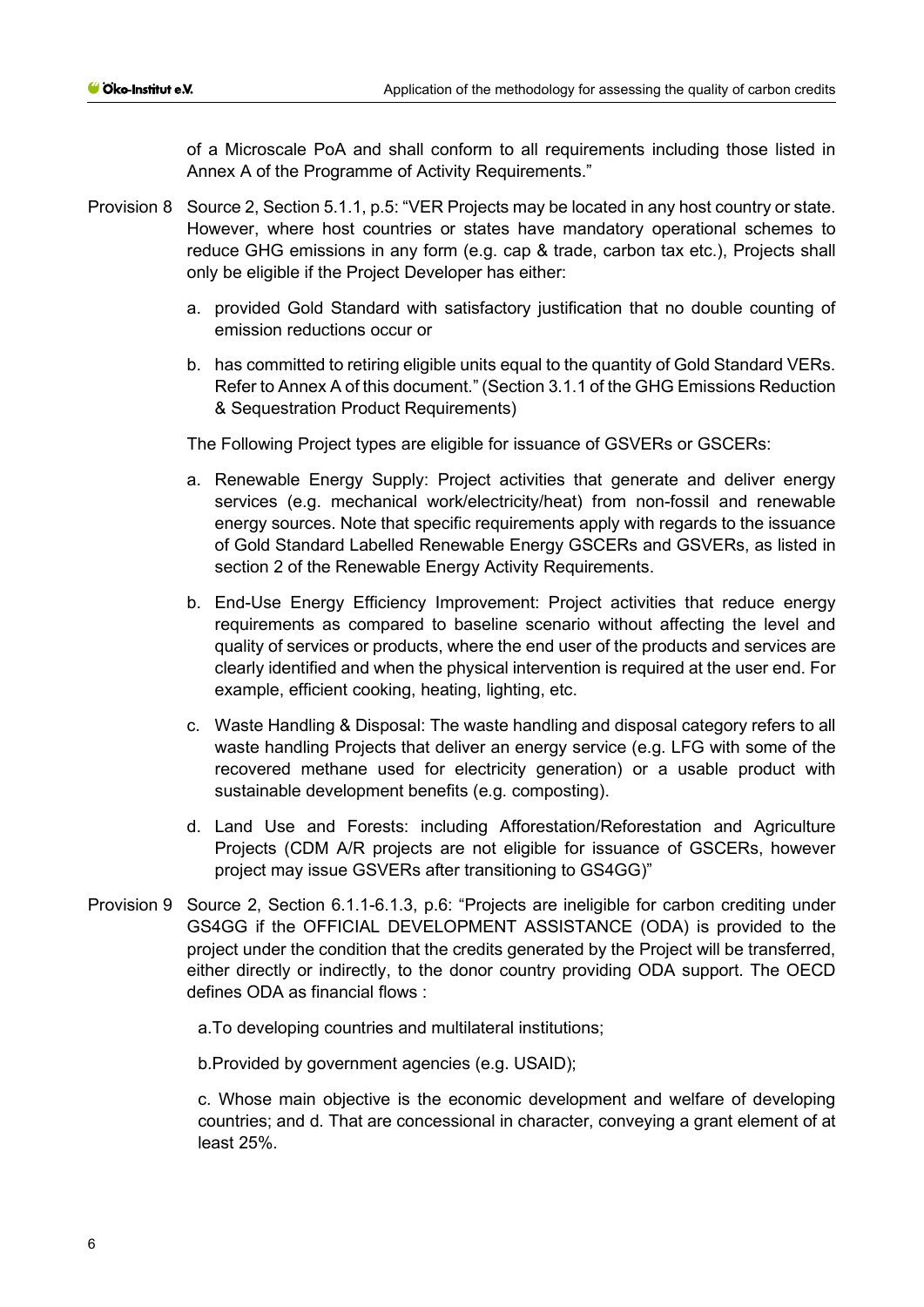of a Microscale PoA and shall conform to all requirements including those listed in Annex A of the Programme of Activity Requirements."

Provision 8 Source 2, Section 5.1.1, p.5: "VER Projects may be located in any host country or state. However, where host countries or states have mandatory operational schemes to reduce GHG emissions in any form (e.g. cap & trade, carbon tax etc.), Projects shall only be eligible if the Project Developer has either:

a. provided Gold Standard with satisfactory justification that no double counting of emission reductions occur or

b. has committed to retiring eligible units equal to the quantity of Gold Standard VERs. Refer to Annex A of this document." (Section 3.1.1 of the GHG Emissions Reduction & Sequestration Product Requirements)

The Following Project types are eligible for issuance of GSVERs or GSCERs:

a. Renewable Energy Supply: Project activities that generate and deliver energy services (e.g. mechanical work/electricity/heat) from non-fossil and renewable energy sources. Note that specific requirements apply with regards to the issuance of Gold Standard Labelled Renewable Energy GSCERs and GSVERs, as listed in section 2 of the Renewable Energy Activity Requirements.

b. End-Use Energy Efficiency Improvement: Project activities that reduce energy requirements as compared to baseline scenario without affecting the level and quality of services or products, where the end user of the products and services are clearly identified and when the physical intervention is required at the user end. For example, efficient cooking, heating, lighting, etc.

c. Waste Handling & Disposal: The waste handling and disposal category refers to all waste handling Projects that deliver an energy service (e.g. LFG with some of the recovered methane used for electricity generation) or a usable product with sustainable development benefits (e.g. composting).

d. Land Use and Forests: including Afforestation/Reforestation and Agriculture Projects (CDM A/R projects are not eligible for issuance of GSCERs, however project may issue GSVERs after transitioning to GS4GG)"

Provision 9 Source 2, Section 6.1.1-6.1.3, p.6: "Projects are ineligible for carbon crediting under GS4GG if the OFFICIAL DEVELOPMENT ASSISTANCE (ODA) is provided to the project under the condition that the credits generated by the Project will be transferred, either directly or indirectly, to the donor country providing ODA support. The OECD defines ODA as financial flows :

a.To developing countries and multilateral institutions;

b.Provided by government agencies (e.g. USAID);

c. Whose main objective is the economic development and welfare of developing countries; and d. That are concessional in character, conveying a grant element of at least 25%.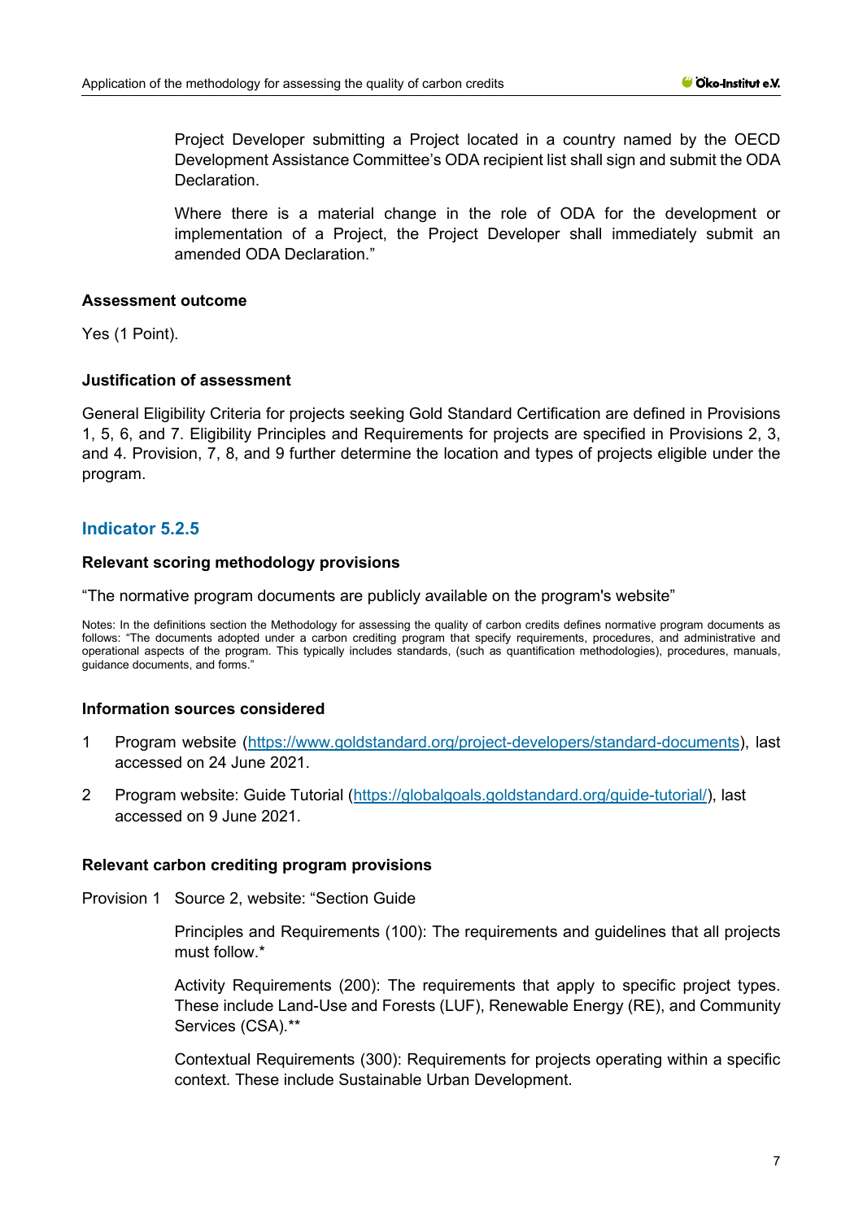Project Developer submitting a Project located in a country named by the OECD Development Assistance Committee's ODA recipient list shall sign and submit the ODA Declaration.

Where there is a material change in the role of ODA for the development or implementation of a Project, the Project Developer shall immediately submit an amended ODA Declaration."

#### Assessment outcome

Yes (1 Point).

#### Justification of assessment

General Eligibility Criteria for projects seeking Gold Standard Certification are defined in Provisions 1, 5, 6, and 7. Eligibility Principles and Requirements for projects are specified in Provisions 2, 3, and 4. Provision, 7, 8, and 9 further determine the location and types of projects eligible under the program.

### Indicator 5.2.5

#### Relevant scoring methodology provisions

"The normative program documents are publicly available on the program's website"

Notes: In the definitions section the Methodology for assessing the quality of carbon credits defines normative program documents as follows: "The documents adopted under a carbon crediting program that specify requirements, procedures, and administrative and operational aspects of the program. This typically includes standards, (such as quantification methodologies), procedures, manuals, guidance documents, and forms."

#### Information sources considered

1. Program website (https://www.goldstandard.org/project-developers/standard-documents), last accessed on 24 June 2021.
2. Program website: Guide Tutorial (https://globalgoals.goldstandard.org/guide-tutorial/), last accessed on 9 June 2021.

#### Relevant carbon crediting program provisions

Provision 1 Source 2, website: "Section Guide

Principles and Requirements (100): The requirements and guidelines that all projects must follow.*

Activity Requirements (200): The requirements that apply to specific project types. These include Land-Use and Forests (LUF), Renewable Energy (RE), and Community Services (CSA).**

Contextual Requirements (300): Requirements for projects operating within a specific context. These include Sustainable Urban Development.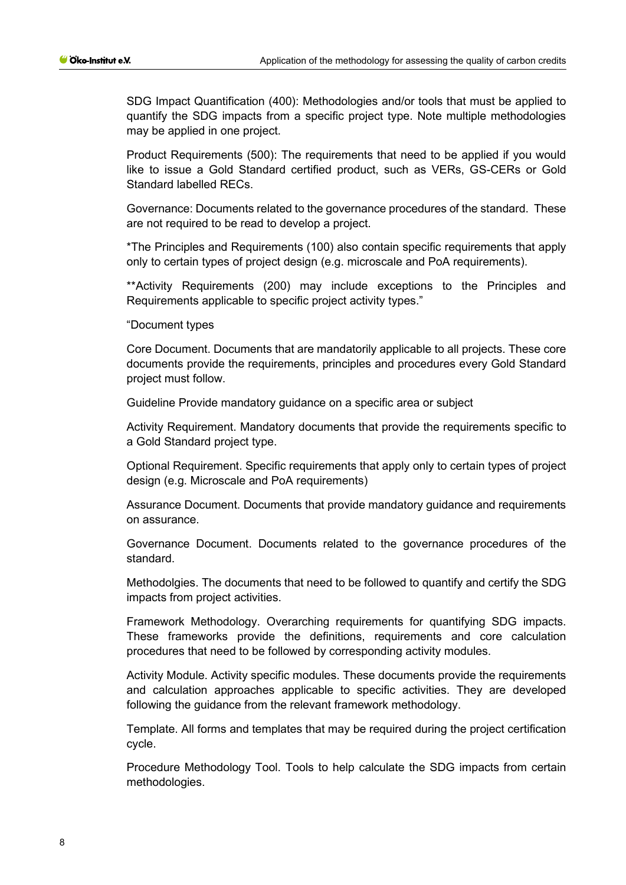SDG Impact Quantification (400): Methodologies and/or tools that must be applied to quantify the SDG impacts from a specific project type. Note multiple methodologies may be applied in one project.

Product Requirements (500): The requirements that need to be applied if you would like to issue a Gold Standard certified product, such as VERs, GS-CERs or Gold Standard labelled RECs.

Governance: Documents related to the governance procedures of the standard. These are not required to be read to develop a project.

*The Principles and Requirements (100) also contain specific requirements that apply only to certain types of project design (e.g. microscale and PoA requirements).

**Activity Requirements (200) may include exceptions to the Principles and Requirements applicable to specific project activity types."

"Document types

Core Document. Documents that are mandatorily applicable to all projects. These core documents provide the requirements, principles and procedures every Gold Standard project must follow.

Guideline Provide mandatory guidance on a specific area or subject

Activity Requirement. Mandatory documents that provide the requirements specific to a Gold Standard project type.

Optional Requirement. Specific requirements that apply only to certain types of project design (e.g. Microscale and PoA requirements)

Assurance Document. Documents that provide mandatory guidance and requirements on assurance.

Governance Document. Documents related to the governance procedures of the standard.

Methodolgies. The documents that need to be followed to quantify and certify the SDG impacts from project activities.

Framework Methodology. Overarching requirements for quantifying SDG impacts. These frameworks provide the definitions, requirements and core calculation procedures that need to be followed by corresponding activity modules.

Activity Module. Activity specific modules. These documents provide the requirements and calculation approaches applicable to specific activities. They are developed following the guidance from the relevant framework methodology.

Template. All forms and templates that may be required during the project certification cycle.

Procedure Methodology Tool. Tools to help calculate the SDG impacts from certain methodologies.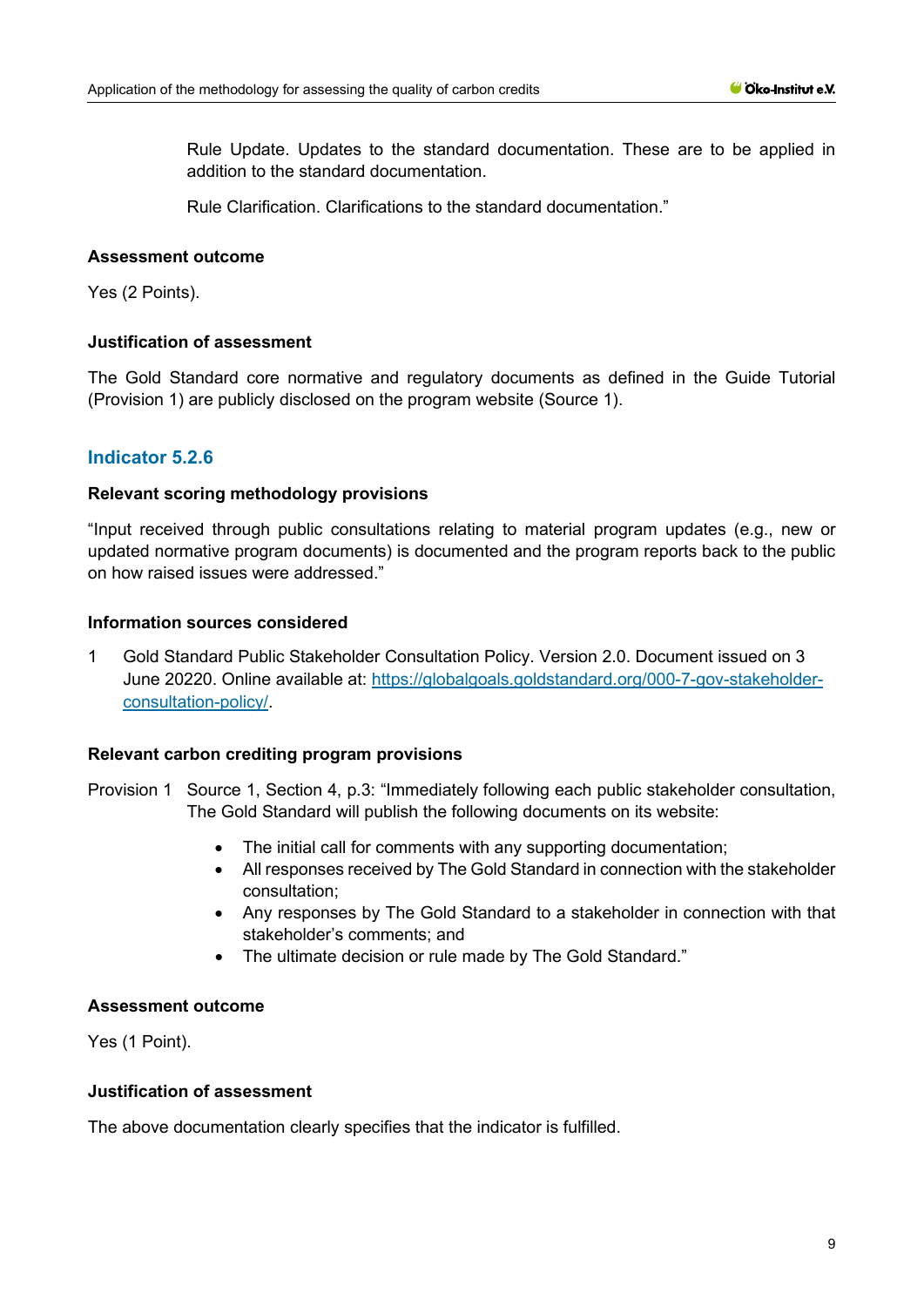Rule Update. Updates to the standard documentation. These are to be applied in addition to the standard documentation.

Rule Clarification. Clarifications to the standard documentation."

**Assessment outcome**

Yes (2 Points).

**Justification of assessment**

The Gold Standard core normative and regulatory documents as defined in the Guide Tutorial (Provision 1) are publicly disclosed on the program website (Source 1).

## Indicator 5.2.6

**Relevant scoring methodology provisions**

"Input received through public consultations relating to material program updates (e.g., new or updated normative program documents) is documented and the program reports back to the public on how raised issues were addressed."

**Information sources considered**

1 Gold Standard Public Stakeholder Consultation Policy. Version 2.0. Document issued on 3 June 20220. Online available at: [https://globalgoals.goldstandard.org/000-7-gov-stakeholder-consultation-policy/](https://globalgoals.goldstandard.org/000-7-gov-stakeholder-consultation-policy/).

**Relevant carbon crediting program provisions**

Provision 1 Source 1, Section 4, p.3: "Immediately following each public stakeholder consultation, The Gold Standard will publish the following documents on its website:

- The initial call for comments with any supporting documentation;
- All responses received by The Gold Standard in connection with the stakeholder consultation;
- Any responses by The Gold Standard to a stakeholder in connection with that stakeholder's comments; and
- The ultimate decision or rule made by The Gold Standard."

**Assessment outcome**

Yes (1 Point).

**Justification of assessment**

The above documentation clearly specifies that the indicator is fulfilled.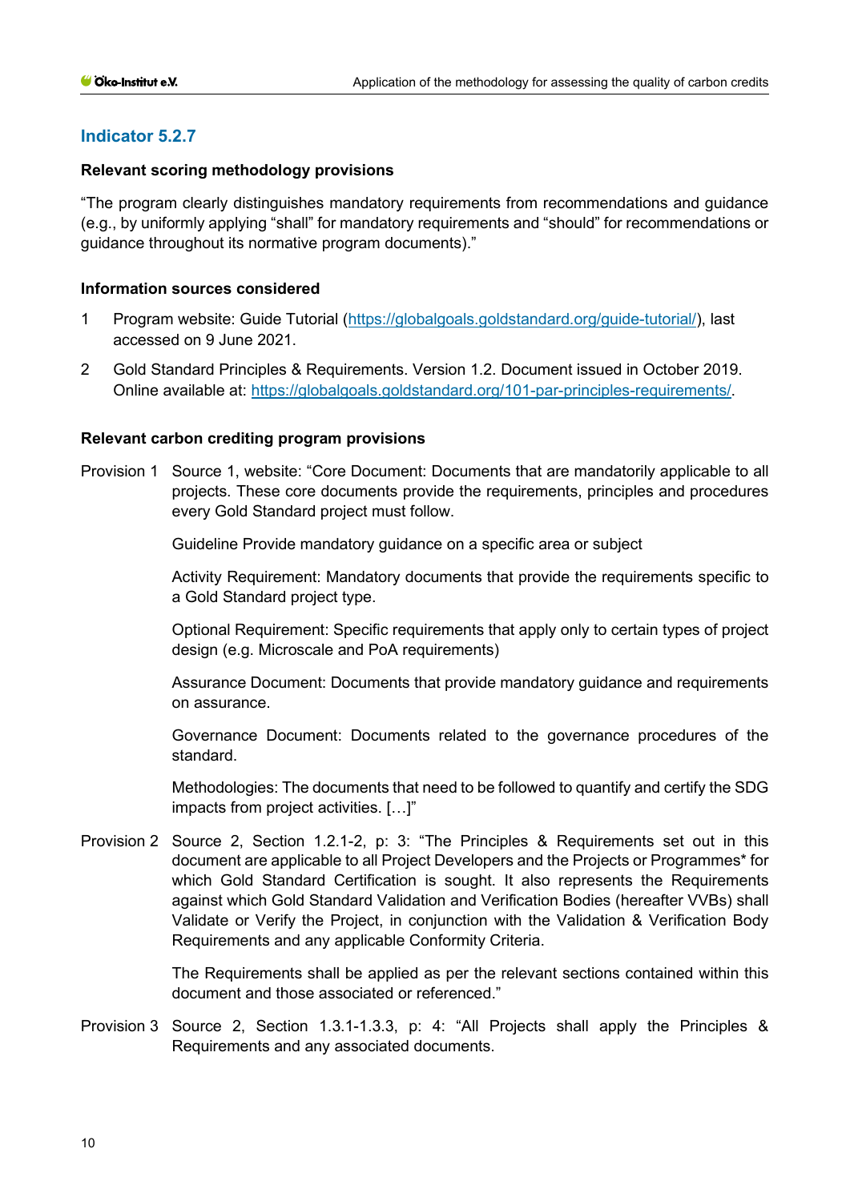## Indicator 5.2.7

**Relevant scoring methodology provisions**

"The program clearly distinguishes mandatory requirements from recommendations and guidance (e.g., by uniformly applying "shall" for mandatory requirements and "should" for recommendations or guidance throughout its normative program documents)."

**Information sources considered**

1. Program website: Guide Tutorial (https://globalgoals.goldstandard.org/guide-tutorial/), last accessed on 9 June 2021.
2. Gold Standard Principles & Requirements. Version 1.2. Document issued in October 2019. Online available at: https://globalgoals.goldstandard.org/101-par-principles-requirements/.

**Relevant carbon crediting program provisions**

Provision 1 Source 1, website: "Core Document: Documents that are mandatorily applicable to all projects. These core documents provide the requirements, principles and procedures every Gold Standard project must follow.

Guideline Provide mandatory guidance on a specific area or subject

Activity Requirement: Mandatory documents that provide the requirements specific to a Gold Standard project type.

Optional Requirement: Specific requirements that apply only to certain types of project design (e.g. Microscale and PoA requirements)

Assurance Document: Documents that provide mandatory guidance and requirements on assurance.

Governance Document: Documents related to the governance procedures of the standard.

Methodologies: The documents that need to be followed to quantify and certify the SDG impacts from project activities. […]"

Provision 2 Source 2, Section 1.2.1-2, p: 3: "The Principles & Requirements set out in this document are applicable to all Project Developers and the Projects or Programmes* for which Gold Standard Certification is sought. It also represents the Requirements against which Gold Standard Validation and Verification Bodies (hereafter VVBs) shall Validate or Verify the Project, in conjunction with the Validation & Verification Body Requirements and any applicable Conformity Criteria.

The Requirements shall be applied as per the relevant sections contained within this document and those associated or referenced."

Provision 3 Source 2, Section 1.3.1-1.3.3, p: 4: "All Projects shall apply the Principles & Requirements and any associated documents.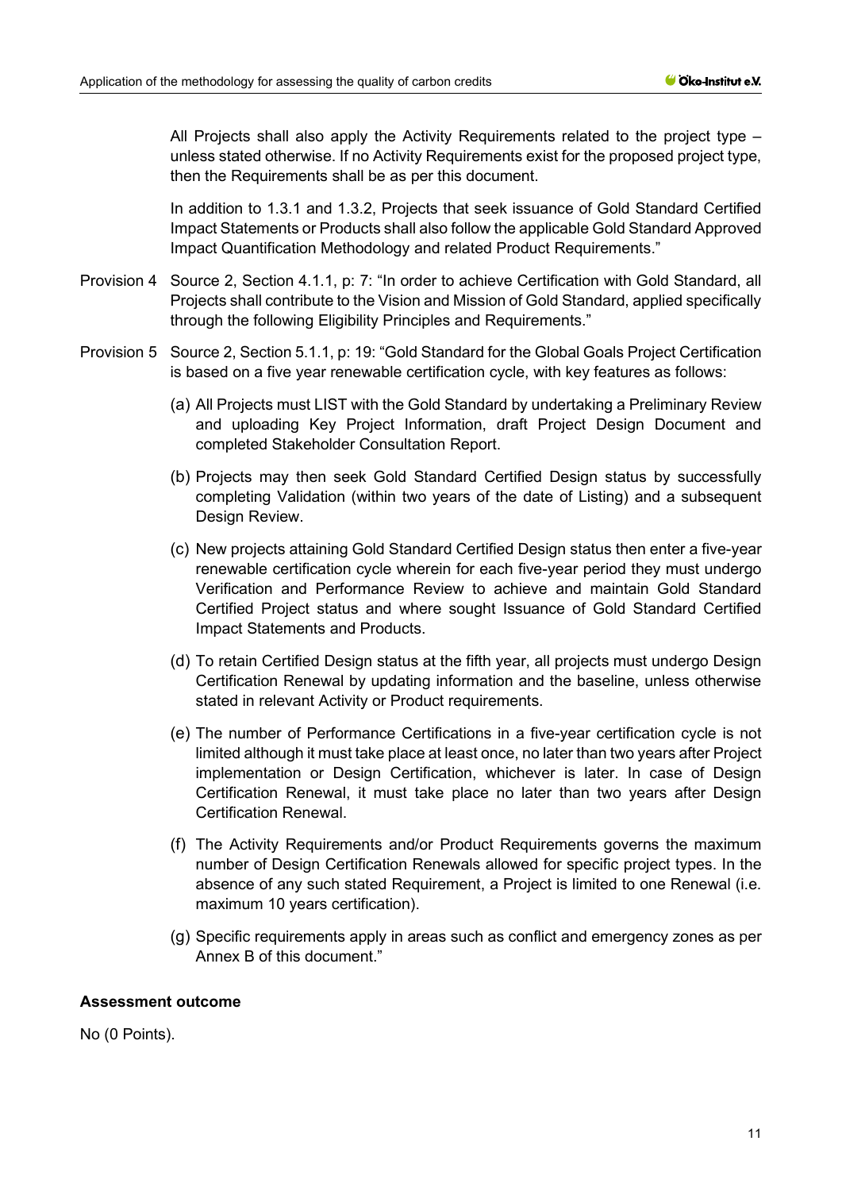All Projects shall also apply the Activity Requirements related to the project type – unless stated otherwise. If no Activity Requirements exist for the proposed project type, then the Requirements shall be as per this document.

In addition to 1.3.1 and 1.3.2, Projects that seek issuance of Gold Standard Certified Impact Statements or Products shall also follow the applicable Gold Standard Approved Impact Quantification Methodology and related Product Requirements."

Provision 4 Source 2, Section 4.1.1, p: 7: "In order to achieve Certification with Gold Standard, all Projects shall contribute to the Vision and Mission of Gold Standard, applied specifically through the following Eligibility Principles and Requirements."

Provision 5 Source 2, Section 5.1.1, p: 19: "Gold Standard for the Global Goals Project Certification is based on a five year renewable certification cycle, with key features as follows:

(a) All Projects must LIST with the Gold Standard by undertaking a Preliminary Review and uploading Key Project Information, draft Project Design Document and completed Stakeholder Consultation Report.

(b) Projects may then seek Gold Standard Certified Design status by successfully completing Validation (within two years of the date of Listing) and a subsequent Design Review.

(c) New projects attaining Gold Standard Certified Design status then enter a five-year renewable certification cycle wherein for each five-year period they must undergo Verification and Performance Review to achieve and maintain Gold Standard Certified Project status and where sought Issuance of Gold Standard Certified Impact Statements and Products.

(d) To retain Certified Design status at the fifth year, all projects must undergo Design Certification Renewal by updating information and the baseline, unless otherwise stated in relevant Activity or Product requirements.

(e) The number of Performance Certifications in a five-year certification cycle is not limited although it must take place at least once, no later than two years after Project implementation or Design Certification, whichever is later. In case of Design Certification Renewal, it must take place no later than two years after Design Certification Renewal.

(f) The Activity Requirements and/or Product Requirements governs the maximum number of Design Certification Renewals allowed for specific project types. In the absence of any such stated Requirement, a Project is limited to one Renewal (i.e. maximum 10 years certification).

(g) Specific requirements apply in areas such as conflict and emergency zones as per Annex B of this document."

**Assessment outcome**

No (0 Points).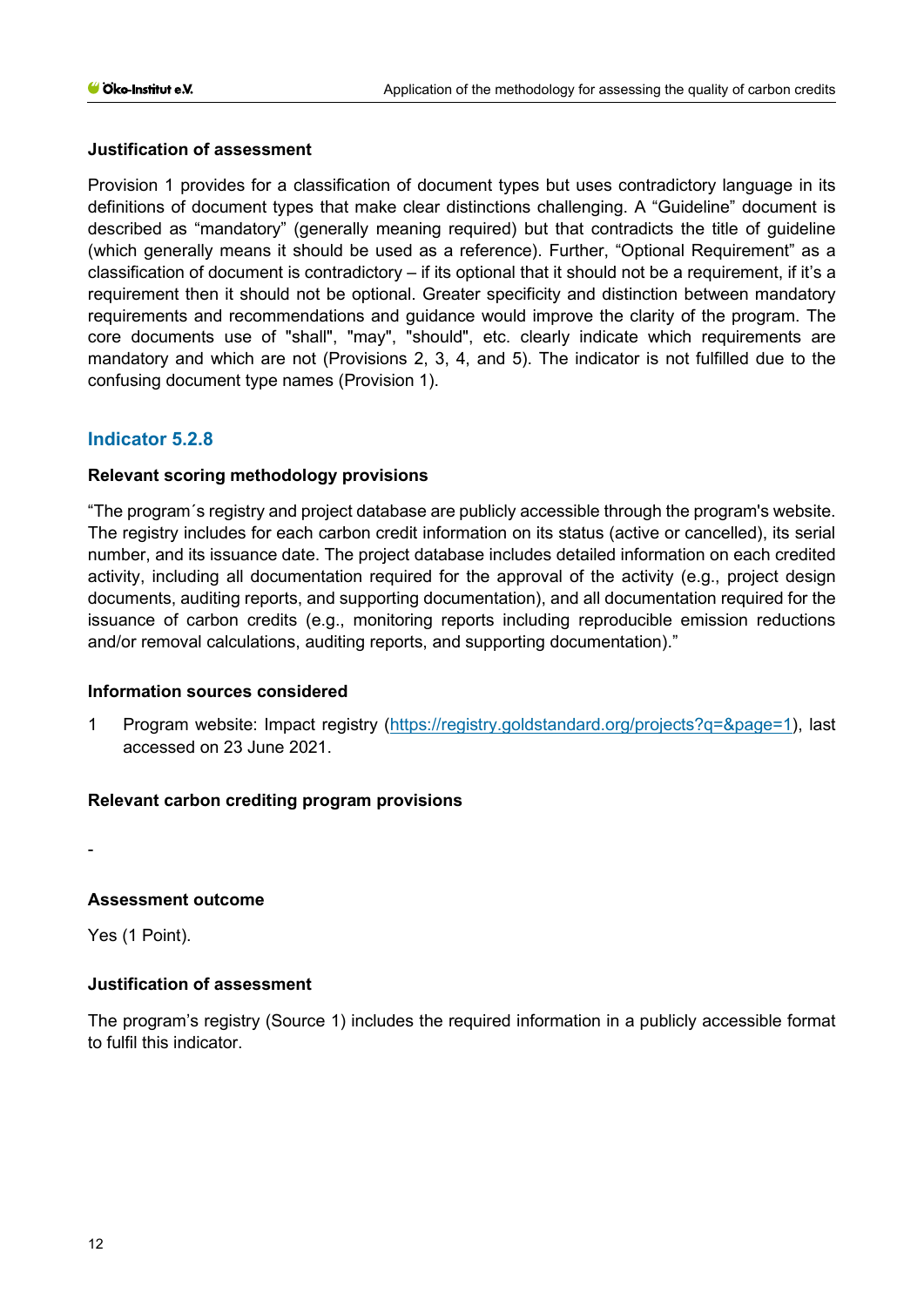#### Justification of assessment

Provision 1 provides for a classification of document types but uses contradictory language in its definitions of document types that make clear distinctions challenging. A “Guideline” document is described as “mandatory” (generally meaning required) but that contradicts the title of guideline (which generally means it should be used as a reference). Further, “Optional Requirement” as a classification of document is contradictory – if its optional that it should not be a requirement, if it’s a requirement then it should not be optional. Greater specificity and distinction between mandatory requirements and recommendations and guidance would improve the clarity of the program. The core documents use of "shall", "may", "should", etc. clearly indicate which requirements are mandatory and which are not (Provisions 2, 3, 4, and 5). The indicator is not fulfilled due to the confusing document type names (Provision 1).

### Indicator 5.2.8

#### Relevant scoring methodology provisions

“The program´s registry and project database are publicly accessible through the program's website. The registry includes for each carbon credit information on its status (active or cancelled), its serial number, and its issuance date. The project database includes detailed information on each credited activity, including all documentation required for the approval of the activity (e.g., project design documents, auditing reports, and supporting documentation), and all documentation required for the issuance of carbon credits (e.g., monitoring reports including reproducible emission reductions and/or removal calculations, auditing reports, and supporting documentation).”

#### Information sources considered

1 Program website: Impact registry (https://registry.goldstandard.org/projects?q=&page=1), last accessed on 23 June 2021.

#### Relevant carbon crediting program provisions

-

#### Assessment outcome

Yes (1 Point).

#### Justification of assessment

The program’s registry (Source 1) includes the required information in a publicly accessible format to fulfil this indicator.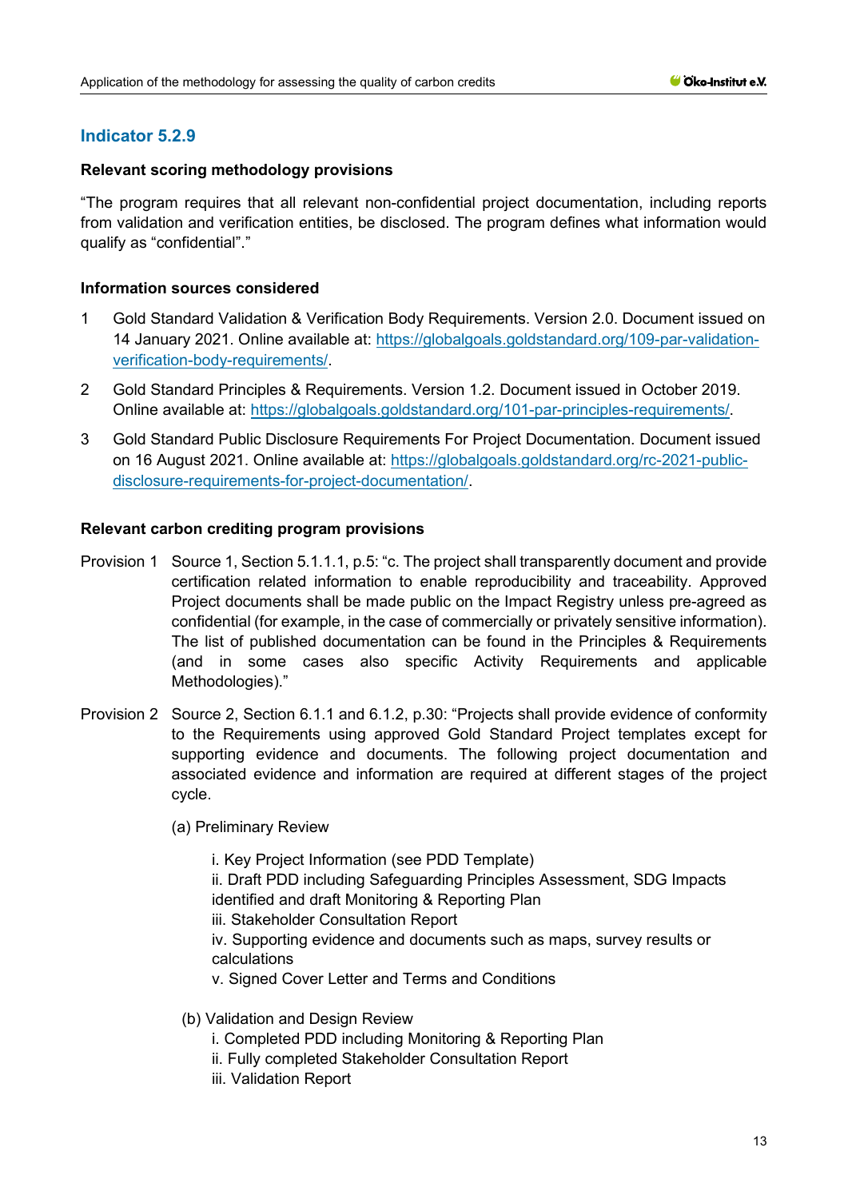### Indicator 5.2.9

**Relevant scoring methodology provisions**

"The program requires that all relevant non-confidential project documentation, including reports from validation and verification entities, be disclosed. The program defines what information would qualify as "confidential"."

**Information sources considered**

1. Gold Standard Validation & Verification Body Requirements. Version 2.0. Document issued on 14 January 2021. Online available at: https://globalgoals.goldstandard.org/109-par-validation-verification-body-requirements/.
2. Gold Standard Principles & Requirements. Version 1.2. Document issued in October 2019. Online available at: https://globalgoals.goldstandard.org/101-par-principles-requirements/.
3. Gold Standard Public Disclosure Requirements For Project Documentation. Document issued on 16 August 2021. Online available at: https://globalgoals.goldstandard.org/rc-2021-public-disclosure-requirements-for-project-documentation/.

**Relevant carbon crediting program provisions**

Provision 1 Source 1, Section 5.1.1.1, p.5: "c. The project shall transparently document and provide certification related information to enable reproducibility and traceability. Approved Project documents shall be made public on the Impact Registry unless pre-agreed as confidential (for example, in the case of commercially or privately sensitive information). The list of published documentation can be found in the Principles & Requirements (and in some cases also specific Activity Requirements and applicable Methodologies)."

Provision 2 Source 2, Section 6.1.1 and 6.1.2, p.30: "Projects shall provide evidence of conformity to the Requirements using approved Gold Standard Project templates except for supporting evidence and documents. The following project documentation and associated evidence and information are required at different stages of the project cycle.

(a) Preliminary Review

i. Key Project Information (see PDD Template)
ii. Draft PDD including Safeguarding Principles Assessment, SDG Impacts identified and draft Monitoring & Reporting Plan
iii. Stakeholder Consultation Report
iv. Supporting evidence and documents such as maps, survey results or calculations
v. Signed Cover Letter and Terms and Conditions

(b) Validation and Design Review

i. Completed PDD including Monitoring & Reporting Plan
ii. Fully completed Stakeholder Consultation Report
iii. Validation Report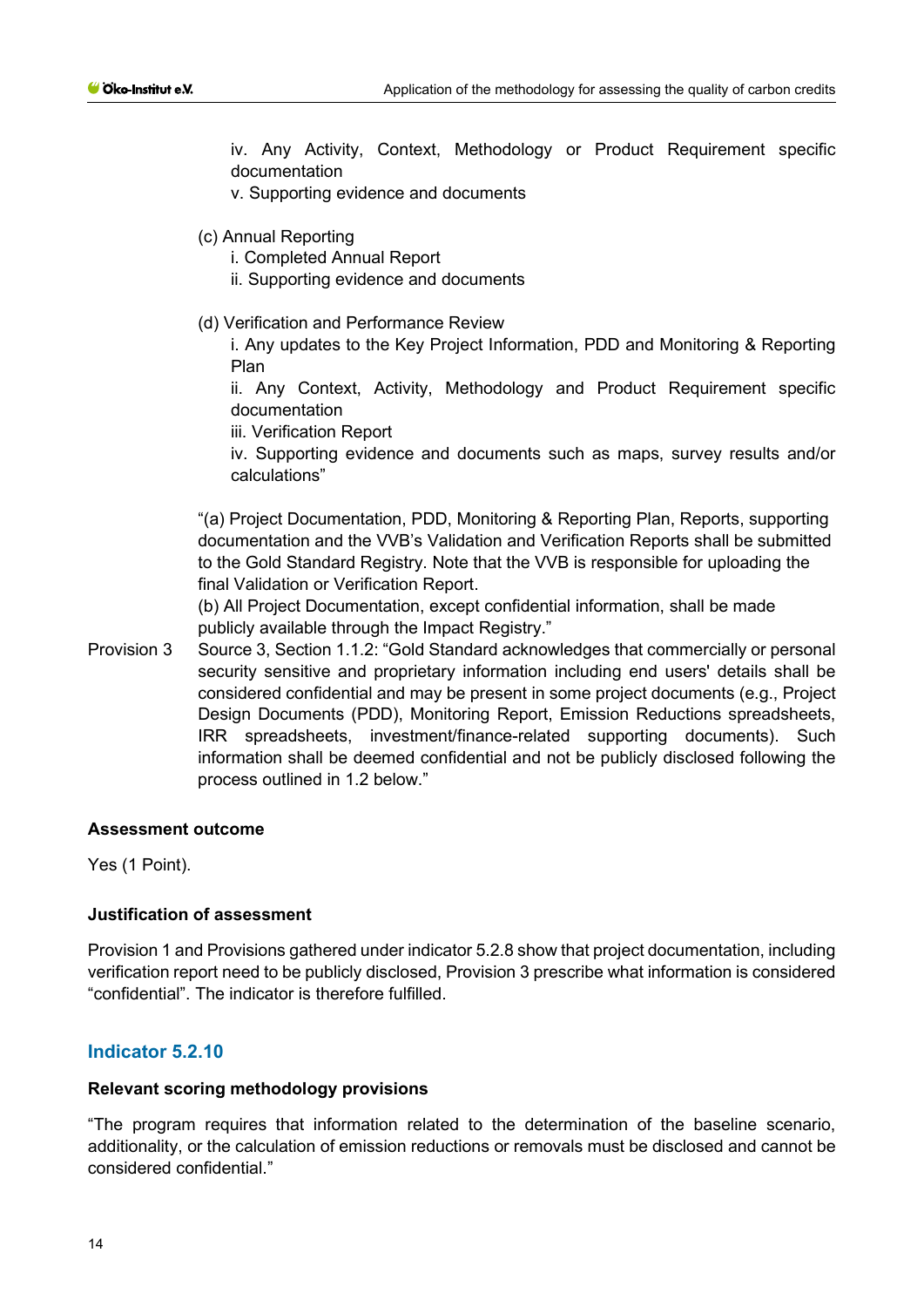iv. Any Activity, Context, Methodology or Product Requirement specific documentation
v. Supporting evidence and documents

(c) Annual Reporting
   i. Completed Annual Report
   ii. Supporting evidence and documents

(d) Verification and Performance Review
   i. Any updates to the Key Project Information, PDD and Monitoring & Reporting Plan
   ii. Any Context, Activity, Methodology and Product Requirement specific documentation
   iii. Verification Report
   iv. Supporting evidence and documents such as maps, survey results and/or calculations"

"(a) Project Documentation, PDD, Monitoring & Reporting Plan, Reports, supporting documentation and the VVB's Validation and Verification Reports shall be submitted to the Gold Standard Registry. Note that the VVB is responsible for uploading the final Validation or Verification Report.
(b) All Project Documentation, except confidential information, shall be made publicly available through the Impact Registry."

Provision 3 — Source 3, Section 1.1.2: "Gold Standard acknowledges that commercially or personal security sensitive and proprietary information including end users' details shall be considered confidential and may be present in some project documents (e.g., Project Design Documents (PDD), Monitoring Report, Emission Reductions spreadsheets, IRR spreadsheets, investment/finance-related supporting documents). Such information shall be deemed confidential and not be publicly disclosed following the process outlined in 1.2 below."

**Assessment outcome**

Yes (1 Point).

**Justification of assessment**

Provision 1 and Provisions gathered under indicator 5.2.8 show that project documentation, including verification report need to be publicly disclosed, Provision 3 prescribe what information is considered "confidential". The indicator is therefore fulfilled.

## Indicator 5.2.10

**Relevant scoring methodology provisions**

"The program requires that information related to the determination of the baseline scenario, additionality, or the calculation of emission reductions or removals must be disclosed and cannot be considered confidential."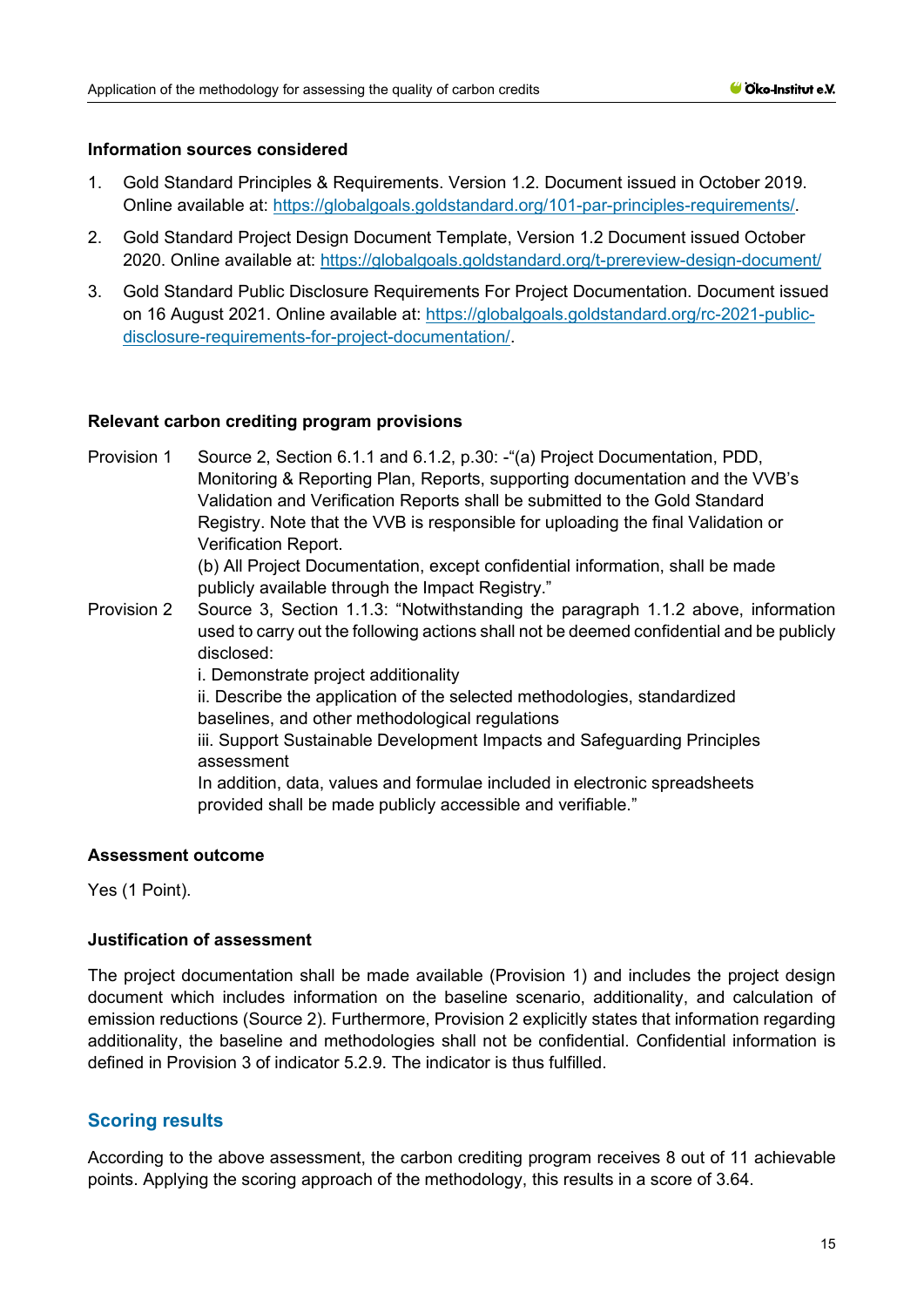#### Information sources considered

1. Gold Standard Principles & Requirements. Version 1.2. Document issued in October 2019. Online available at: https://globalgoals.goldstandard.org/101-par-principles-requirements/.
2. Gold Standard Project Design Document Template, Version 1.2 Document issued October 2020. Online available at: https://globalgoals.goldstandard.org/t-prereview-design-document/
3. Gold Standard Public Disclosure Requirements For Project Documentation. Document issued on 16 August 2021. Online available at: https://globalgoals.goldstandard.org/rc-2021-public-disclosure-requirements-for-project-documentation/.

#### Relevant carbon crediting program provisions

| | |
|---|---|
| Provision 1 | Source 2, Section 6.1.1 and 6.1.2, p.30: -"(a) Project Documentation, PDD, Monitoring & Reporting Plan, Reports, supporting documentation and the VVB's Validation and Verification Reports shall be submitted to the Gold Standard Registry. Note that the VVB is responsible for uploading the final Validation or Verification Report.<br>(b) All Project Documentation, except confidential information, shall be made publicly available through the Impact Registry." |
| Provision 2 | Source 3, Section 1.1.3: "Notwithstanding the paragraph 1.1.2 above, information used to carry out the following actions shall not be deemed confidential and be publicly disclosed:<br>i. Demonstrate project additionality<br>ii. Describe the application of the selected methodologies, standardized baselines, and other methodological regulations<br>iii. Support Sustainable Development Impacts and Safeguarding Principles assessment<br>In addition, data, values and formulae included in electronic spreadsheets provided shall be made publicly accessible and verifiable." |

#### Assessment outcome

Yes (1 Point).

#### Justification of assessment

The project documentation shall be made available (Provision 1) and includes the project design document which includes information on the baseline scenario, additionality, and calculation of emission reductions (Source 2). Furthermore, Provision 2 explicitly states that information regarding additionality, the baseline and methodologies shall not be confidential. Confidential information is defined in Provision 3 of indicator 5.2.9. The indicator is thus fulfilled.

## Scoring results

According to the above assessment, the carbon crediting program receives 8 out of 11 achievable points. Applying the scoring approach of the methodology, this results in a score of 3.64.